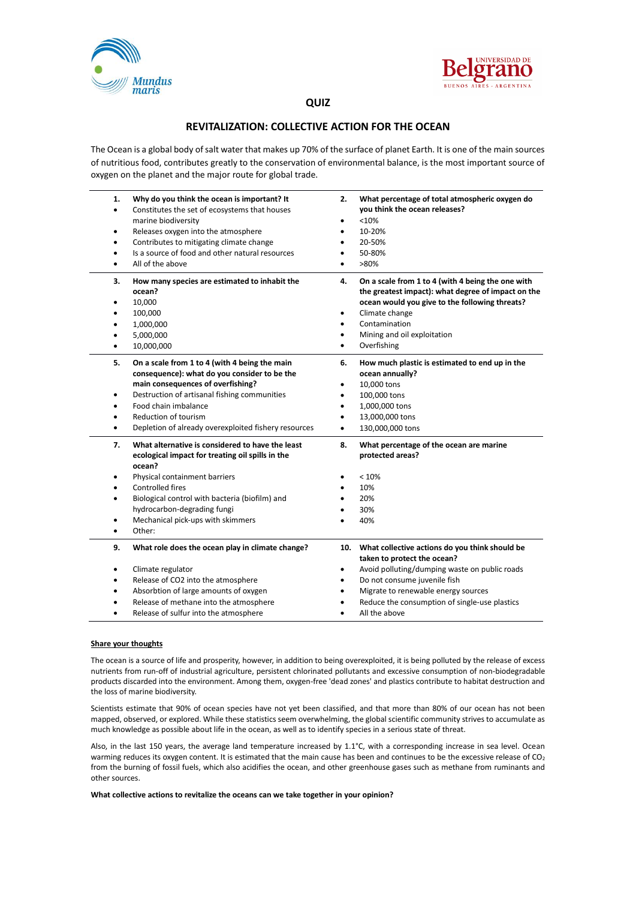# QUIZ

## REVITALIZATION: COLLECTIVE ACTION FOR THE OCEAN

The Ocean is a global body of salt water that makes up 70% of the surface of planet Earth. It is one of the main sources of nutritious food, contributes greatly to the conservation of environmental balance, is the most important source of oxygen on the planet and the major route for global trade.

**1. Why do you think the ocean is important? It**

- Constitutes the set of ecosystems that houses marine biodiversity
- Releases oxygen into the atmosphere
- Contributes to mitigating climate change
- Is a source of food and other natural resources
- All of the above

**2. What percentage of total atmospheric oxygen do you think the ocean releases?**

- <10%
- 10-20%
- 20-50%
- 50-80%
- >80%

**3. How many species are estimated to inhabit the ocean?**

- 10,000
- 100,000
- 1,000,000
- 5,000,000
- 10,000,000

**4. On a scale from 1 to 4 (with 4 being the one with the greatest impact): what degree of impact on the ocean would you give to the following threats?**

- Climate change
- Contamination
- Mining and oil exploitation
- Overfishing

**5. On a scale from 1 to 4 (with 4 being the main consequence): what do you consider to be the main consequences of overfishing?**

- Destruction of artisanal fishing communities
- Food chain imbalance
- Reduction of tourism
- Depletion of already overexploited fishery resources

**6. How much plastic is estimated to end up in the ocean annually?**

- 10,000 tons
- 100,000 tons
- 1,000,000 tons
- 13,000,000 tons
- 130,000,000 tons

**7. What alternative is considered to have the least ecological impact for treating oil spills in the ocean?**

- Physical containment barriers
- Controlled fires
- Biological control with bacteria (biofilm) and hydrocarbon-degrading fungi
- Mechanical pick-ups with skimmers
- Other:

**8. What percentage of the ocean are marine protected areas?**

- < 10%
- 10%
- 20%
- 30%
- 40%

**9. What role does the ocean play in climate change?**

- Climate regulator
- Release of CO2 into the atmosphere
- Absorbtion of large amounts of oxygen
- Release of methane into the atmosphere
- Release of sulfur into the atmosphere

**10. What collective actions do you think should be taken to protect the ocean?**

- Avoid polluting/dumping waste on public roads
- Do not consume juvenile fish
- Migrate to renewable energy sources
- Reduce the consumption of single-use plastics
- All the above

**Share your thoughts**

The ocean is a source of life and prosperity, however, in addition to being overexploited, it is being polluted by the release of excess nutrients from run-off of industrial agriculture, persistent chlorinated pollutants and excessive consumption of non-biodegradable products discarded into the environment. Among them, oxygen-free 'dead zones' and plastics contribute to habitat destruction and the loss of marine biodiversity.

Scientists estimate that 90% of ocean species have not yet been classified, and that more than 80% of our ocean has not been mapped, observed, or explored. While these statistics seem overwhelming, the global scientific community strives to accumulate as much knowledge as possible about life in the ocean, as well as to identify species in a serious state of threat.

Also, in the last 150 years, the average land temperature increased by 1.1°C, with a corresponding increase in sea level. Ocean warming reduces its oxygen content. It is estimated that the main cause has been and continues to be the excessive release of $CO_2$ from the burning of fossil fuels, which also acidifies the ocean, and other greenhouse gases such as methane from ruminants and other sources.

**What collective actions to revitalize the oceans can we take together in your opinion?**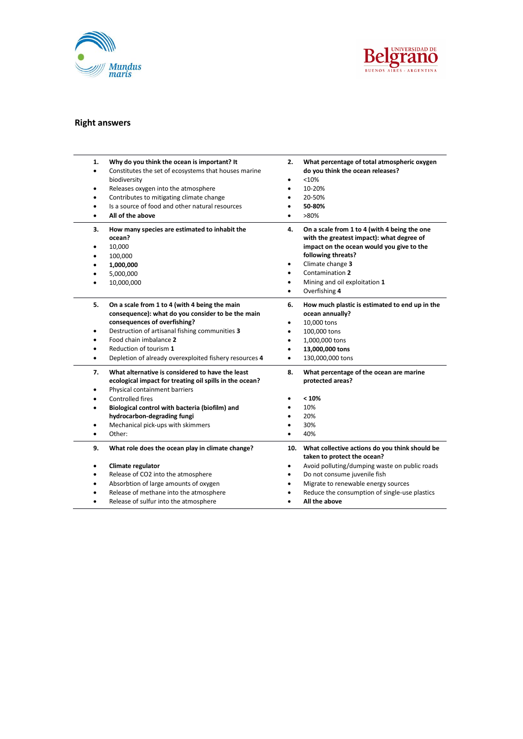## Right answers

**1. Why do you think the ocean is important? It**

- Constitutes the set of ecosystems that houses marine biodiversity
- Releases oxygen into the atmosphere
- Contributes to mitigating climate change
- Is a source of food and other natural resources
- **All of the above**

**2. What percentage of total atmospheric oxygen do you think the ocean releases?**

- <10%
- 10-20%
- 20-50%
- **50-80%**
- >80%

**3. How many species are estimated to inhabit the ocean?**

- 10,000
- 100,000
- **1,000,000**
- 5,000,000
- 10,000,000

**4. On a scale from 1 to 4 (with 4 being the one with the greatest impact): what degree of impact on the ocean would you give to the following threats?**

- Climate change **3**
- Contamination **2**
- Mining and oil exploitation **1**
- Overfishing **4**

**5. On a scale from 1 to 4 (with 4 being the main consequence): what do you consider to be the main consequences of overfishing?**

- Destruction of artisanal fishing communities **3**
- Food chain imbalance **2**
- Reduction of tourism **1**
- Depletion of already overexploited fishery resources **4**

**6. How much plastic is estimated to end up in the ocean annually?**

- 10,000 tons
- 100,000 tons
- 1,000,000 tons
- **13,000,000 tons**
- 130,000,000 tons

**7. What alternative is considered to have the least ecological impact for treating oil spills in the ocean?**

- Physical containment barriers
- Controlled fires
- **Biological control with bacteria (biofilm) and hydrocarbon-degrading fungi**
- Mechanical pick-ups with skimmers
- Other:

**8. What percentage of the ocean are marine protected areas?**

- **< 10%**
- 10%
- 20%
- 30%
- 40%

**9. What role does the ocean play in climate change?**

- **Climate regulator**
- Release of CO2 into the atmosphere
- Absorbtion of large amounts of oxygen
- Release of methane into the atmosphere
- Release of sulfur into the atmosphere

**10. What collective actions do you think should be taken to protect the ocean?**

- Avoid polluting/dumping waste on public roads
- Do not consume juvenile fish
- Migrate to renewable energy sources
- Reduce the consumption of single-use plastics
- **All the above**